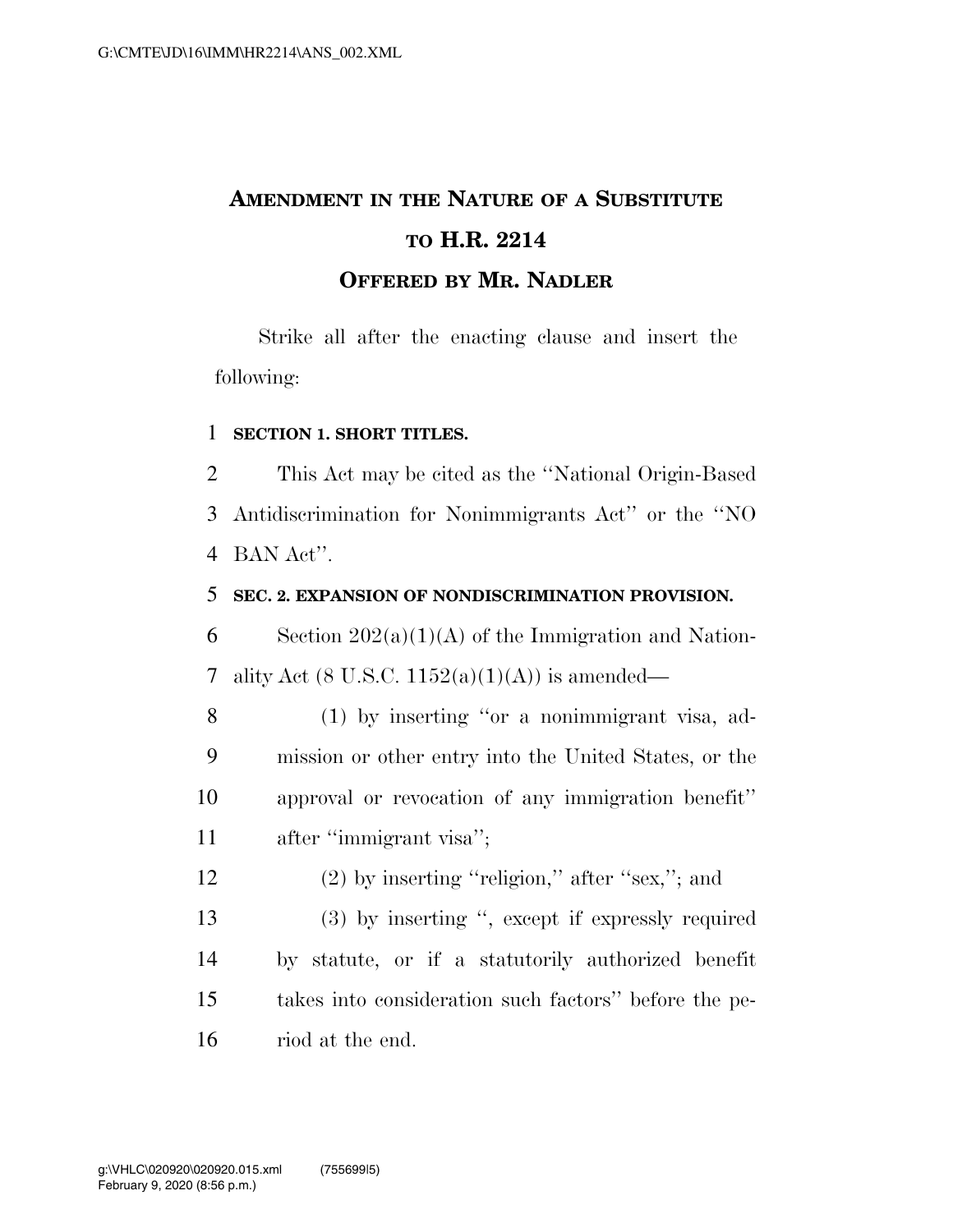# AMENDMENT IN THE NATURE OF A SUBSTITUTE TO H.R. 2214

## OFFERED BY MR. NADLER

Strike all after the enacting clause and insert the following:

**SECTION 1. SHORT TITLES.**

This Act may be cited as the "National Origin-Based Antidiscrimination for Nonimmigrants Act" or the "NO BAN Act".

**SEC. 2. EXPANSION OF NONDISCRIMINATION PROVISION.**

Section 202(a)(1)(A) of the Immigration and Nationality Act (8 U.S.C. 1152(a)(1)(A)) is amended—

(1) by inserting "or a nonimmigrant visa, admission or other entry into the United States, or the approval or revocation of any immigration benefit" after "immigrant visa";

(2) by inserting "religion," after "sex,"; and

(3) by inserting ", except if expressly required by statute, or if a statutorily authorized benefit takes into consideration such factors" before the period at the end.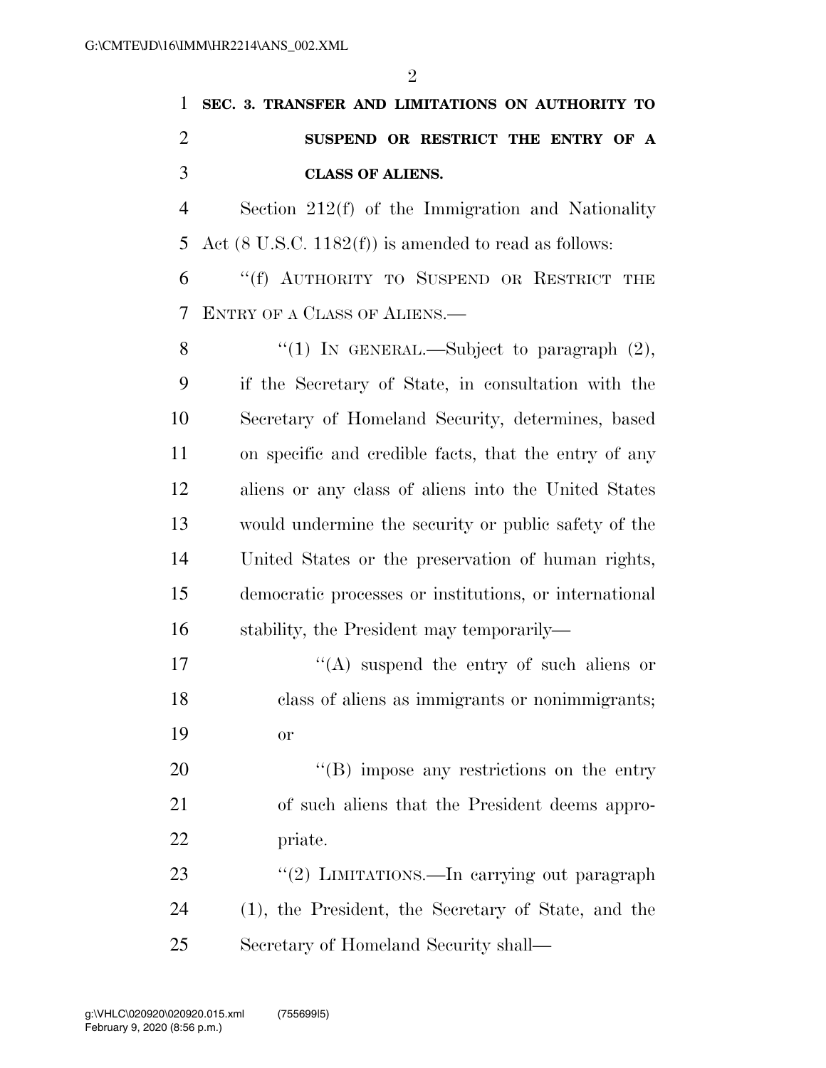**SEC. 3. TRANSFER AND LIMITATIONS ON AUTHORITY TO SUSPEND OR RESTRICT THE ENTRY OF A CLASS OF ALIENS.**

Section 212(f) of the Immigration and Nationality Act (8 U.S.C. 1182(f)) is amended to read as follows:

"(f) AUTHORITY TO SUSPEND OR RESTRICT THE ENTRY OF A CLASS OF ALIENS.—

"(1) IN GENERAL.—Subject to paragraph (2), if the Secretary of State, in consultation with the Secretary of Homeland Security, determines, based on specific and credible facts, that the entry of any aliens or any class of aliens into the United States would undermine the security or public safety of the United States or the preservation of human rights, democratic processes or institutions, or international stability, the President may temporarily—

"(A) suspend the entry of such aliens or class of aliens as immigrants or nonimmigrants; or

"(B) impose any restrictions on the entry of such aliens that the President deems appropriate.

"(2) LIMITATIONS.—In carrying out paragraph (1), the President, the Secretary of State, and the Secretary of Homeland Security shall—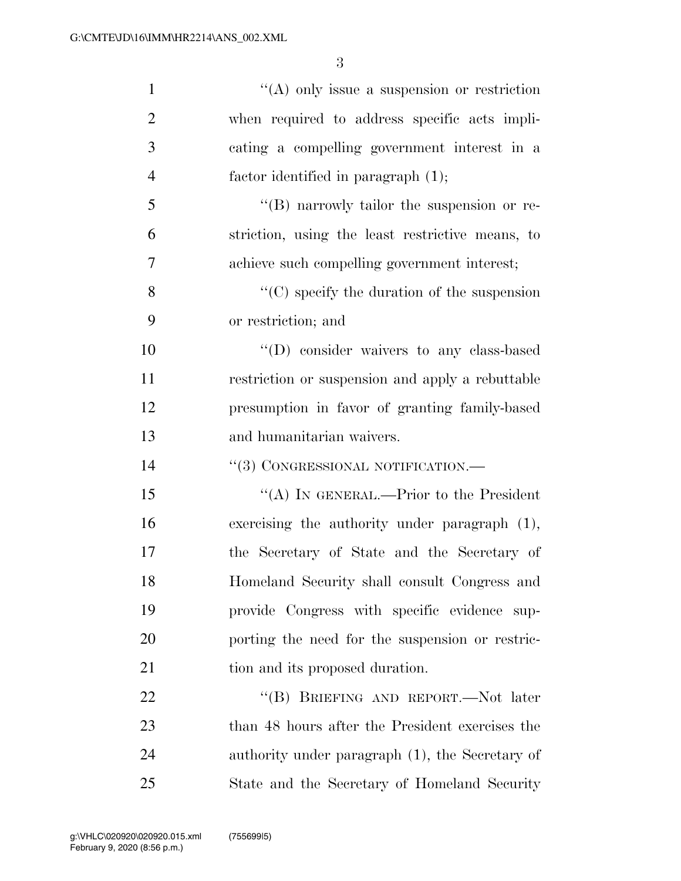''(A) only issue a suspension or restriction when required to address specific acts implicating a compelling government interest in a factor identified in paragraph (1);

''(B) narrowly tailor the suspension or restriction, using the least restrictive means, to achieve such compelling government interest;

''(C) specify the duration of the suspension or restriction; and

''(D) consider waivers to any class-based restriction or suspension and apply a rebuttable presumption in favor of granting family-based and humanitarian waivers.

''(3) CONGRESSIONAL NOTIFICATION.—

''(A) IN GENERAL.—Prior to the President exercising the authority under paragraph (1), the Secretary of State and the Secretary of Homeland Security shall consult Congress and provide Congress with specific evidence supporting the need for the suspension or restriction and its proposed duration.

''(B) BRIEFING AND REPORT.—Not later than 48 hours after the President exercises the authority under paragraph (1), the Secretary of State and the Secretary of Homeland Security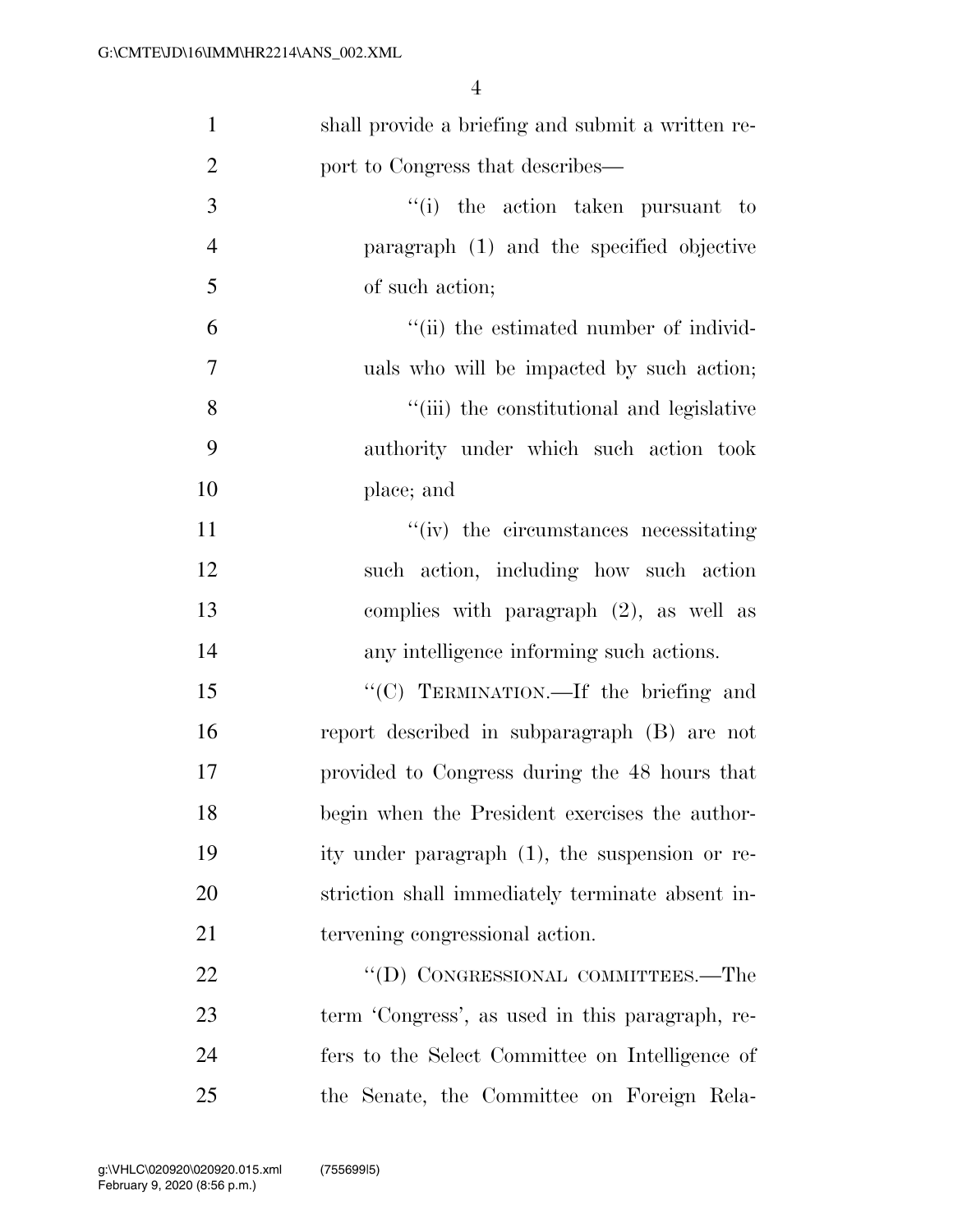shall provide a briefing and submit a written report to Congress that describes—

''(i) the action taken pursuant to paragraph (1) and the specified objective of such action;

''(ii) the estimated number of individuals who will be impacted by such action;

''(iii) the constitutional and legislative authority under which such action took place; and

''(iv) the circumstances necessitating such action, including how such action complies with paragraph (2), as well as any intelligence informing such actions.

''(C) TERMINATION.—If the briefing and report described in subparagraph (B) are not provided to Congress during the 48 hours that begin when the President exercises the authority under paragraph (1), the suspension or restriction shall immediately terminate absent intervening congressional action.

''(D) CONGRESSIONAL COMMITTEES.—The term 'Congress', as used in this paragraph, refers to the Select Committee on Intelligence of the Senate, the Committee on Foreign Rela-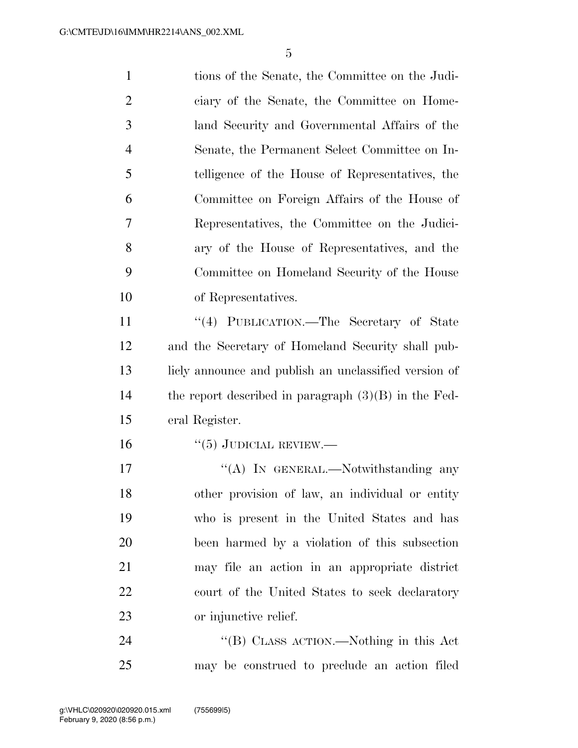tions of the Senate, the Committee on the Judiciary of the Senate, the Committee on Homeland Security and Governmental Affairs of the Senate, the Permanent Select Committee on Intelligence of the House of Representatives, the Committee on Foreign Affairs of the House of Representatives, the Committee on the Judiciary of the House of Representatives, and the Committee on Homeland Security of the House of Representatives.

"(4) PUBLICATION.—The Secretary of State and the Secretary of Homeland Security shall publicly announce and publish an unclassified version of the report described in paragraph (3)(B) in the Federal Register.

"(5) JUDICIAL REVIEW.—

"(A) IN GENERAL.—Notwithstanding any other provision of law, an individual or entity who is present in the United States and has been harmed by a violation of this subsection may file an action in an appropriate district court of the United States to seek declaratory or injunctive relief.

"(B) CLASS ACTION.—Nothing in this Act may be construed to preclude an action filed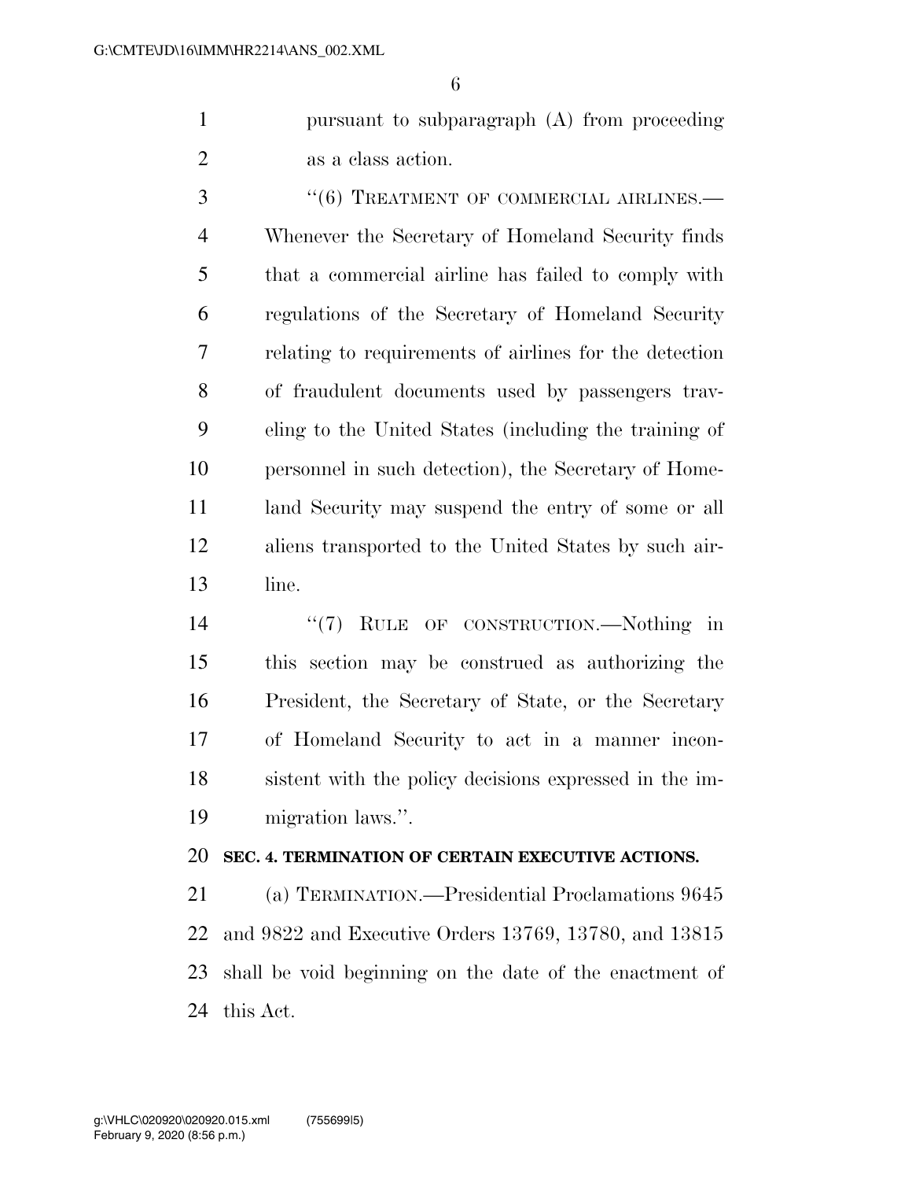pursuant to subparagraph (A) from proceeding as a class action.

"(6) TREATMENT OF COMMERCIAL AIRLINES.—Whenever the Secretary of Homeland Security finds that a commercial airline has failed to comply with regulations of the Secretary of Homeland Security relating to requirements of airlines for the detection of fraudulent documents used by passengers traveling to the United States (including the training of personnel in such detection), the Secretary of Homeland Security may suspend the entry of some or all aliens transported to the United States by such airline.

"(7) RULE OF CONSTRUCTION.—Nothing in this section may be construed as authorizing the President, the Secretary of State, or the Secretary of Homeland Security to act in a manner inconsistent with the policy decisions expressed in the immigration laws.".

**SEC. 4. TERMINATION OF CERTAIN EXECUTIVE ACTIONS.**

(a) TERMINATION.—Presidential Proclamations 9645 and 9822 and Executive Orders 13769, 13780, and 13815 shall be void beginning on the date of the enactment of this Act.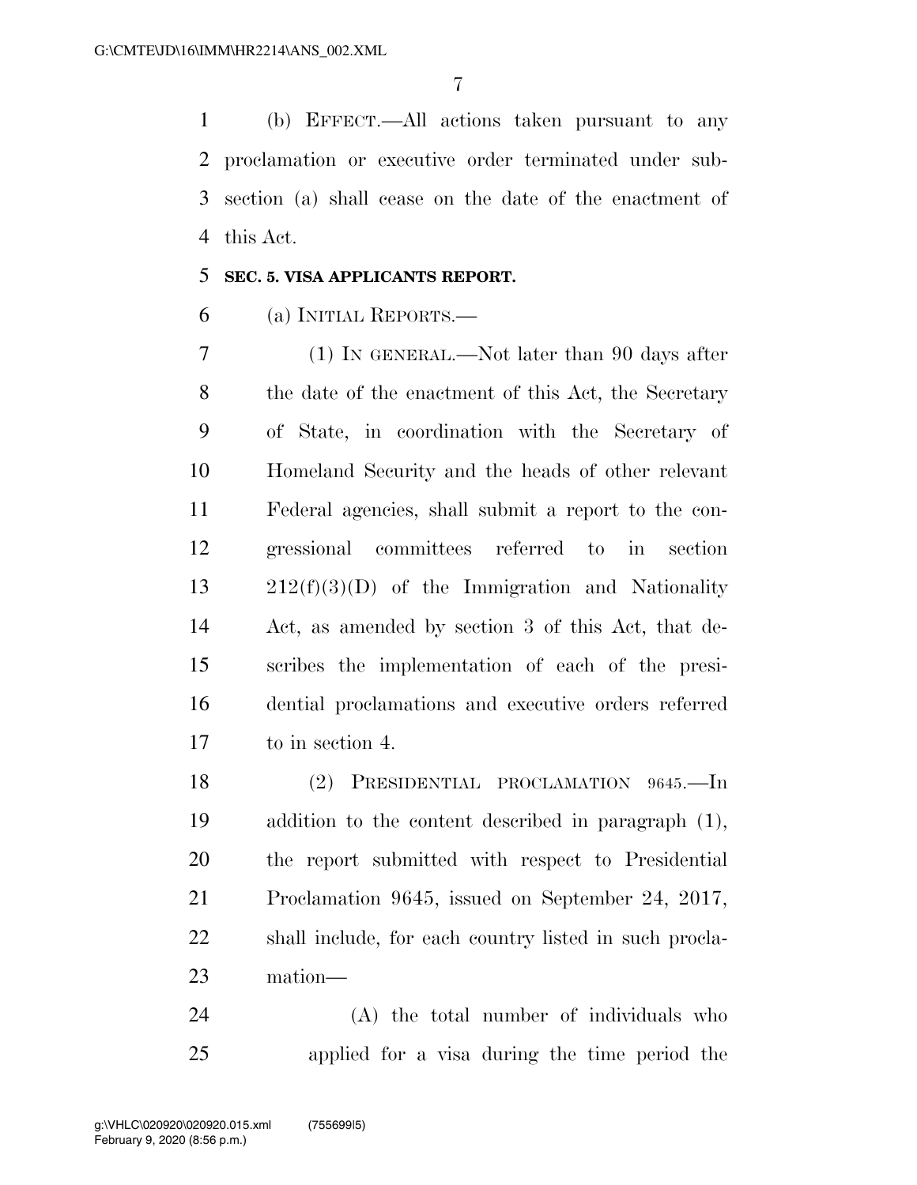(b) EFFECT.—All actions taken pursuant to any proclamation or executive order terminated under subsection (a) shall cease on the date of the enactment of this Act.

**SEC. 5. VISA APPLICANTS REPORT.**

(a) INITIAL REPORTS.—

(1) IN GENERAL.—Not later than 90 days after the date of the enactment of this Act, the Secretary of State, in coordination with the Secretary of Homeland Security and the heads of other relevant Federal agencies, shall submit a report to the congressional committees referred to in section 212(f)(3)(D) of the Immigration and Nationality Act, as amended by section 3 of this Act, that describes the implementation of each of the presidential proclamations and executive orders referred to in section 4.

(2) PRESIDENTIAL PROCLAMATION 9645.—In addition to the content described in paragraph (1), the report submitted with respect to Presidential Proclamation 9645, issued on September 24, 2017, shall include, for each country listed in such proclamation—

(A) the total number of individuals who applied for a visa during the time period the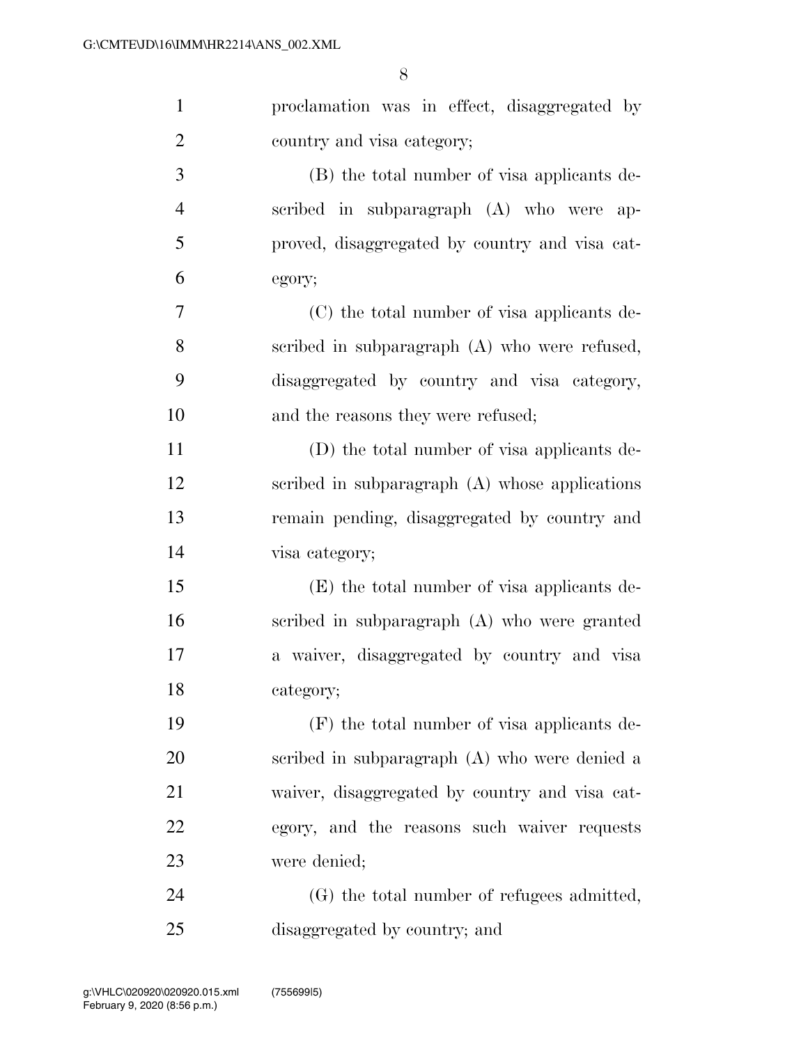proclamation was in effect, disaggregated by country and visa category;

(B) the total number of visa applicants described in subparagraph (A) who were approved, disaggregated by country and visa category;

(C) the total number of visa applicants described in subparagraph (A) who were refused, disaggregated by country and visa category, and the reasons they were refused;

(D) the total number of visa applicants described in subparagraph (A) whose applications remain pending, disaggregated by country and visa category;

(E) the total number of visa applicants described in subparagraph (A) who were granted a waiver, disaggregated by country and visa category;

(F) the total number of visa applicants described in subparagraph (A) who were denied a waiver, disaggregated by country and visa category, and the reasons such waiver requests were denied;

(G) the total number of refugees admitted, disaggregated by country; and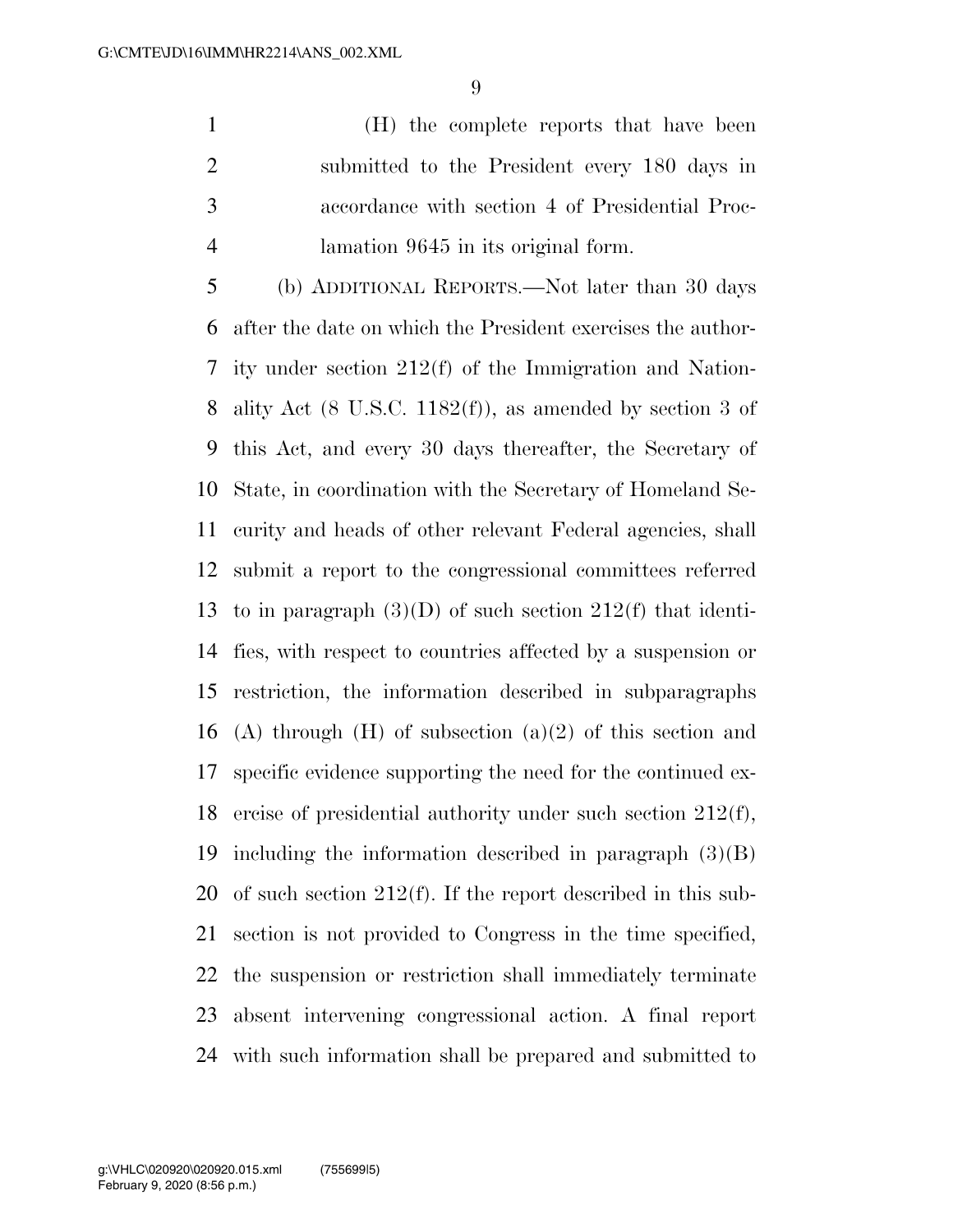(H) the complete reports that have been submitted to the President every 180 days in accordance with section 4 of Presidential Proclamation 9645 in its original form.

(b) ADDITIONAL REPORTS.—Not later than 30 days after the date on which the President exercises the authority under section 212(f) of the Immigration and Nationality Act (8 U.S.C. 1182(f)), as amended by section 3 of this Act, and every 30 days thereafter, the Secretary of State, in coordination with the Secretary of Homeland Security and heads of other relevant Federal agencies, shall submit a report to the congressional committees referred to in paragraph (3)(D) of such section 212(f) that identifies, with respect to countries affected by a suspension or restriction, the information described in subparagraphs (A) through (H) of subsection (a)(2) of this section and specific evidence supporting the need for the continued exercise of presidential authority under such section 212(f), including the information described in paragraph (3)(B) of such section 212(f). If the report described in this subsection is not provided to Congress in the time specified, the suspension or restriction shall immediately terminate absent intervening congressional action. A final report with such information shall be prepared and submitted to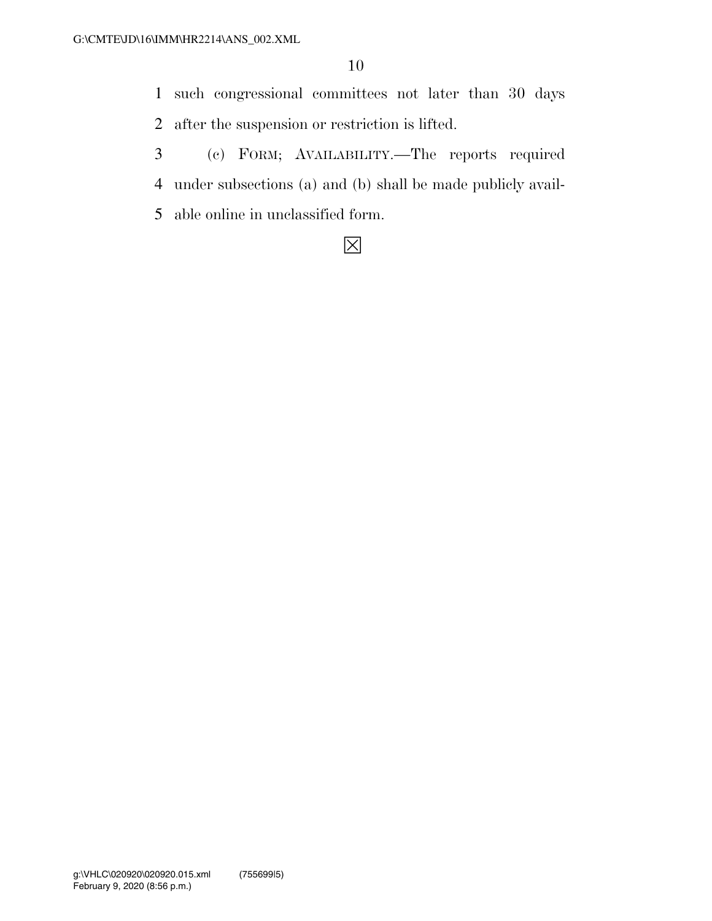such congressional committees not later than 30 days after the suspension or restriction is lifted.

(c) FORM; AVAILABILITY.—The reports required under subsections (a) and (b) shall be made publicly available online in unclassified form.

☒